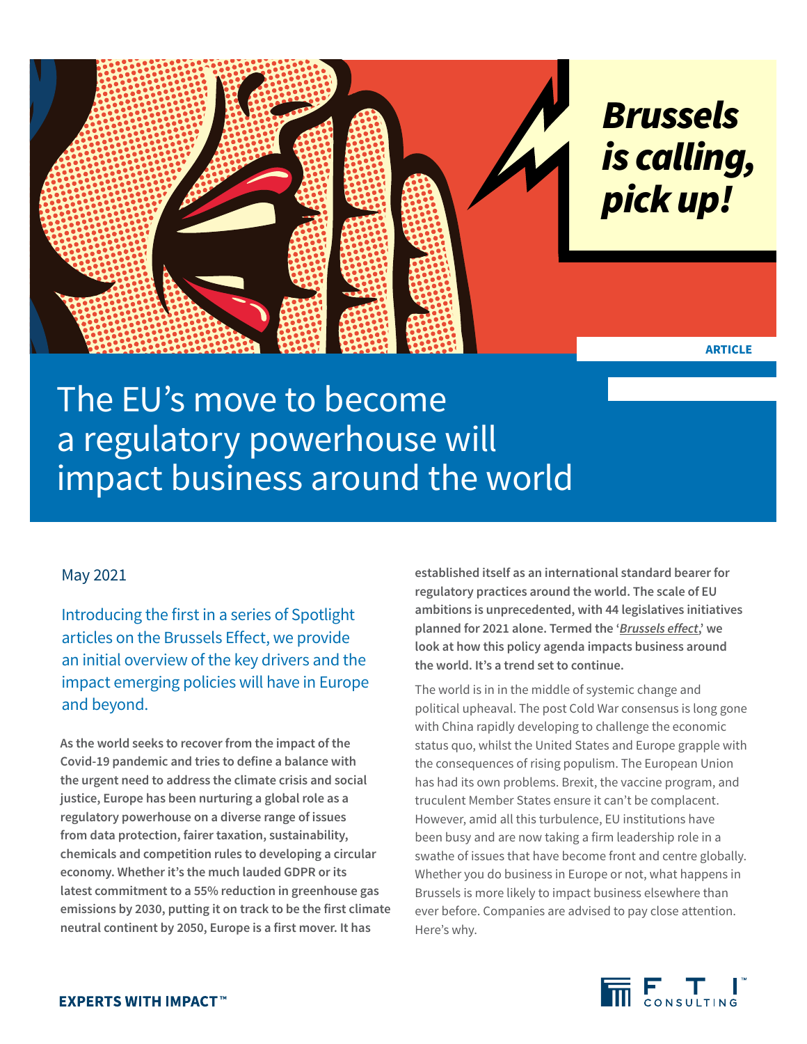*Brussels is calling, pick up!*

ARTICLE

# The EU's move to become a regulatory powerhouse will impact business around the world

May 2021

Introducing the first in a series of Spotlight articles on the Brussels Effect, we provide an initial overview of the key drivers and the impact emerging policies will have in Europe and beyond.

**As the world seeks to recover from the impact of the Covid-19 pandemic and tries to define a balance with the urgent need to address the climate crisis and social justice, Europe has been nurturing a global role as a regulatory powerhouse on a diverse range of issues from data protection, fairer taxation, sustainability, chemicals and competition rules to developing a circular economy. Whether it's the much lauded GDPR or its latest commitment to a 55% reduction in greenhouse gas emissions by 2030, putting it on track to be the first climate neutral continent by 2050, Europe is a first mover. It has established itself as an international standard bearer for regulatory practices around the world. The scale of EU ambitions is unprecedented, with 44 legislatives initiatives planned for 2021 alone. Termed the '*Brussels effect*,' we look at how this policy agenda impacts business around the world. It's a trend set to continue.**

The world is in in the middle of systemic change and political upheaval. The post Cold War consensus is long gone with China rapidly developing to challenge the economic status quo, whilst the United States and Europe grapple with the consequences of rising populism. The European Union has had its own problems. Brexit, the vaccine program, and truculent Member States ensure it can't be complacent. However, amid all this turbulence, EU institutions have been busy and are now taking a firm leadership role in a swathe of issues that have become front and centre globally. Whether you do business in Europe or not, what happens in Brussels is more likely to impact business elsewhere than ever before. Companies are advised to pay close attention. Here's why.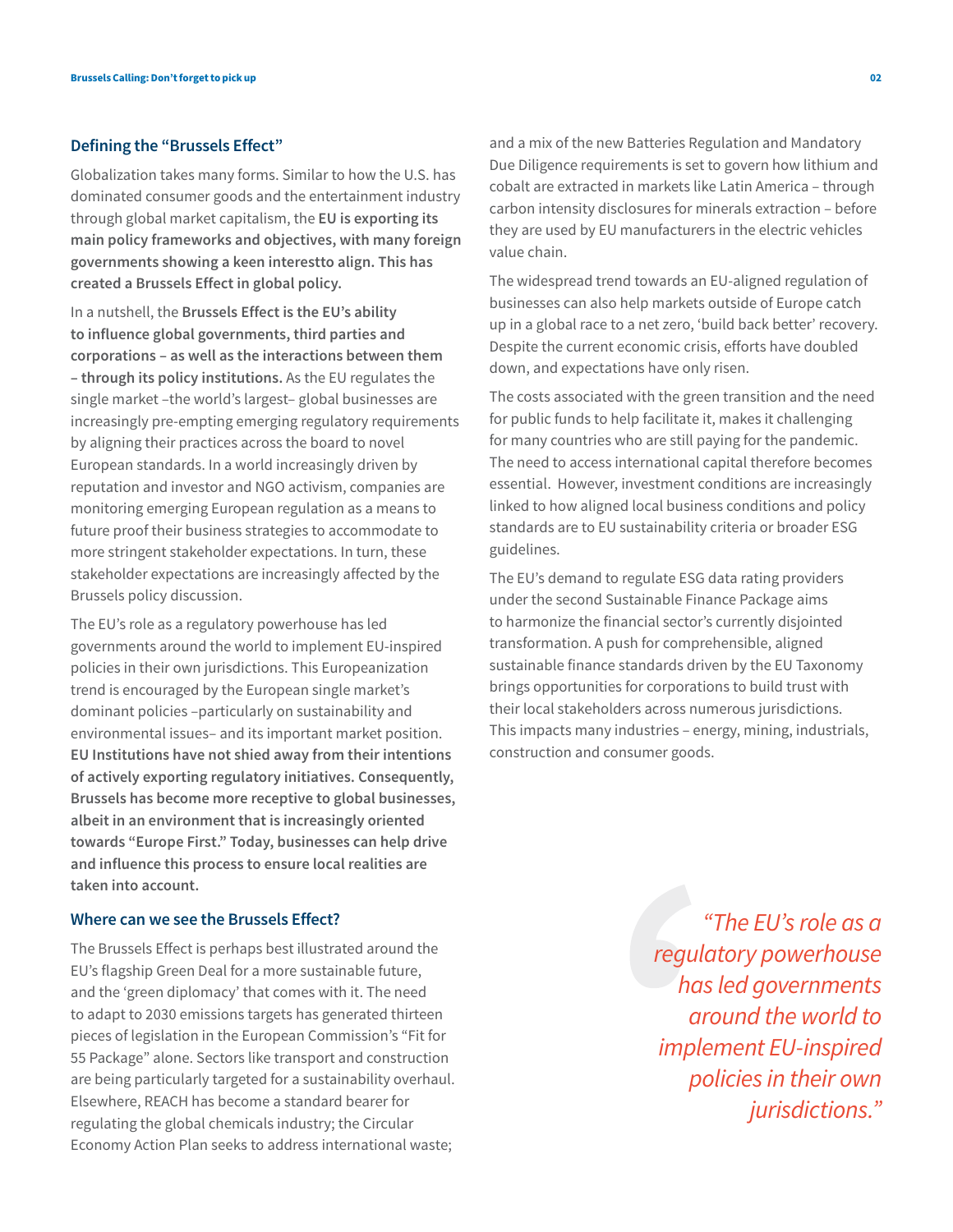## Defining the "Brussels Effect"

Globalization takes many forms. Similar to how the U.S. has dominated consumer goods and the entertainment industry through global market capitalism, the **EU is exporting its main policy frameworks and objectives, with many foreign governments showing a keen interestto align. This has created a Brussels Effect in global policy.**

In a nutshell, the **Brussels Effect is the EU's ability to influence global governments, third parties and corporations – as well as the interactions between them – through its policy institutions.** As the EU regulates the single market –the world's largest– global businesses are increasingly pre-empting emerging regulatory requirements by aligning their practices across the board to novel European standards. In a world increasingly driven by reputation and investor and NGO activism, companies are monitoring emerging European regulation as a means to future proof their business strategies to accommodate to more stringent stakeholder expectations. In turn, these stakeholder expectations are increasingly affected by the Brussels policy discussion.

The EU's role as a regulatory powerhouse has led governments around the world to implement EU-inspired policies in their own jurisdictions. This Europeanization trend is encouraged by the European single market's dominant policies –particularly on sustainability and environmental issues– and its important market position. **EU Institutions have not shied away from their intentions of actively exporting regulatory initiatives. Consequently, Brussels has become more receptive to global businesses, albeit in an environment that is increasingly oriented towards "Europe First." Today, businesses can help drive and influence this process to ensure local realities are taken into account.**

## Where can we see the Brussels Effect?

The Brussels Effect is perhaps best illustrated around the EU's flagship Green Deal for a more sustainable future, and the 'green diplomacy' that comes with it. The need to adapt to 2030 emissions targets has generated thirteen pieces of legislation in the European Commission's "Fit for 55 Package" alone. Sectors like transport and construction are being particularly targeted for a sustainability overhaul. Elsewhere, REACH has become a standard bearer for regulating the global chemicals industry; the Circular Economy Action Plan seeks to address international waste; and a mix of the new Batteries Regulation and Mandatory Due Diligence requirements is set to govern how lithium and cobalt are extracted in markets like Latin America – through carbon intensity disclosures for minerals extraction – before they are used by EU manufacturers in the electric vehicles value chain.

The widespread trend towards an EU-aligned regulation of businesses can also help markets outside of Europe catch up in a global race to a net zero, 'build back better' recovery. Despite the current economic crisis, efforts have doubled down, and expectations have only risen.

The costs associated with the green transition and the need for public funds to help facilitate it, makes it challenging for many countries who are still paying for the pandemic. The need to access international capital therefore becomes essential. However, investment conditions are increasingly linked to how aligned local business conditions and policy standards are to EU sustainability criteria or broader ESG guidelines.

The EU's demand to regulate ESG data rating providers under the second Sustainable Finance Package aims to harmonize the financial sector's currently disjointed transformation. A push for comprehensible, aligned sustainable finance standards driven by the EU Taxonomy brings opportunities for corporations to build trust with their local stakeholders across numerous jurisdictions. This impacts many industries – energy, mining, industrials, construction and consumer goods.

> *"The EU's role as a regulatory powerhouse has led governments around the world to implement EU-inspired policies in their own jurisdictions."*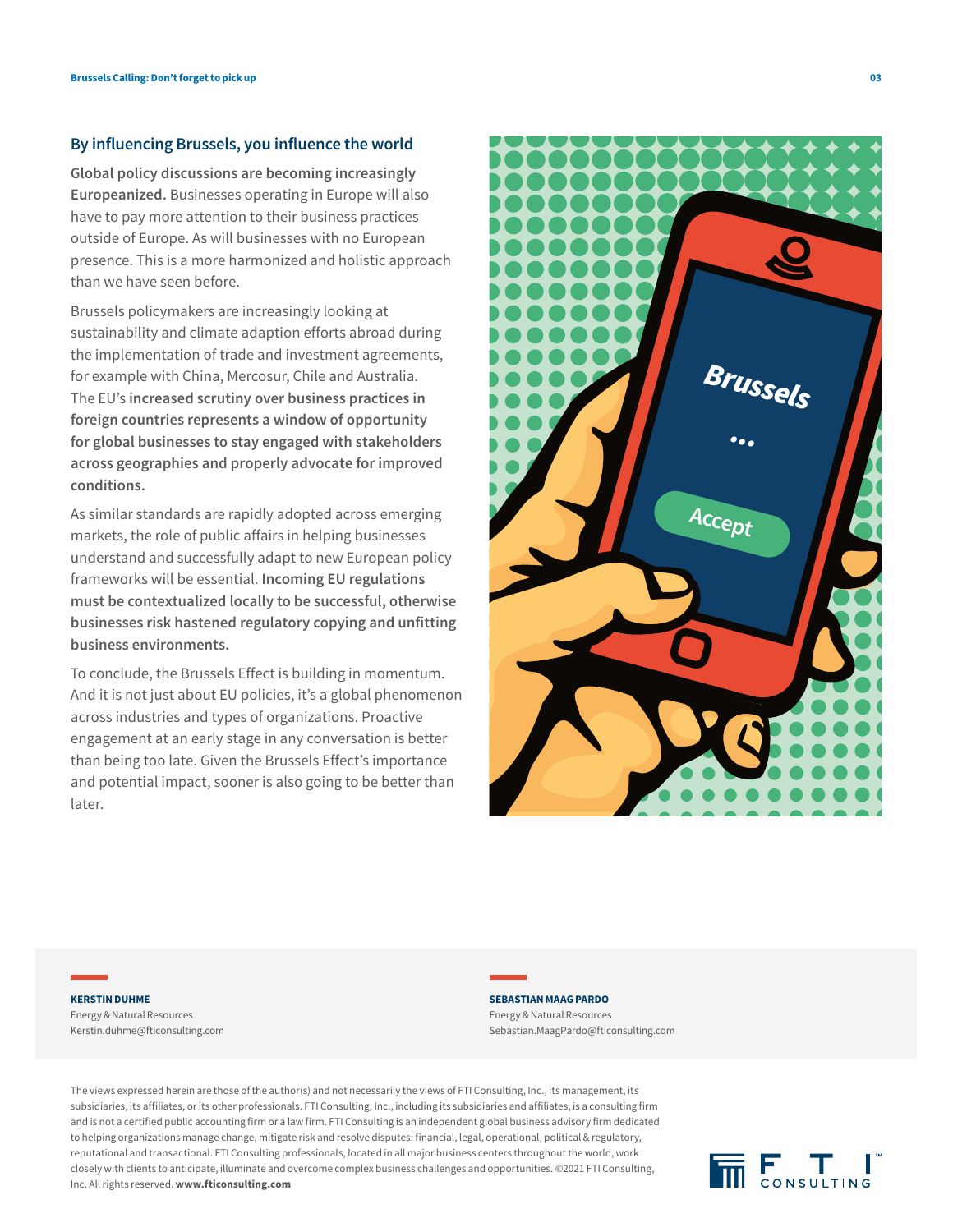## By influencing Brussels, you influence the world

**Global policy discussions are becoming increasingly Europeanized.** Businesses operating in Europe will also have to pay more attention to their business practices outside of Europe. As will businesses with no European presence. This is a more harmonized and holistic approach than we have seen before.

Brussels policymakers are increasingly looking at sustainability and climate adaption efforts abroad during the implementation of trade and investment agreements, for example with China, Mercosur, Chile and Australia. The EU's **increased scrutiny over business practices in foreign countries represents a window of opportunity for global businesses to stay engaged with stakeholders across geographies and properly advocate for improved conditions.**

As similar standards are rapidly adopted across emerging markets, the role of public affairs in helping businesses understand and successfully adapt to new European policy frameworks will be essential. **Incoming EU regulations must be contextualized locally to be successful, otherwise businesses risk hastened regulatory copying and unfitting business environments.**

To conclude, the Brussels Effect is building in momentum. And it is not just about EU policies, it's a global phenomenon across industries and types of organizations. Proactive engagement at an early stage in any conversation is better than being too late. Given the Brussels Effect's importance and potential impact, sooner is also going to be better than later.

**KERSTIN DUHME**
Energy & Natural Resources
Kerstin.duhme@fticonsulting.com

**SEBASTIAN MAAG PARDO**
Energy & Natural Resources
Sebastian.MaagPardo@fticonsulting.com

The views expressed herein are those of the author(s) and not necessarily the views of FTI Consulting, Inc., its management, its subsidiaries, its affiliates, or its other professionals. FTI Consulting, Inc., including its subsidiaries and affiliates, is a consulting firm and is not a certified public accounting firm or a law firm. FTI Consulting is an independent global business advisory firm dedicated to helping organizations manage change, mitigate risk and resolve disputes: financial, legal, operational, political & regulatory, reputational and transactional. FTI Consulting professionals, located in all major business centers throughout the world, work closely with clients to anticipate, illuminate and overcome complex business challenges and opportunities. ©2021 FTI Consulting, Inc. All rights reserved. **www.fticonsulting.com**